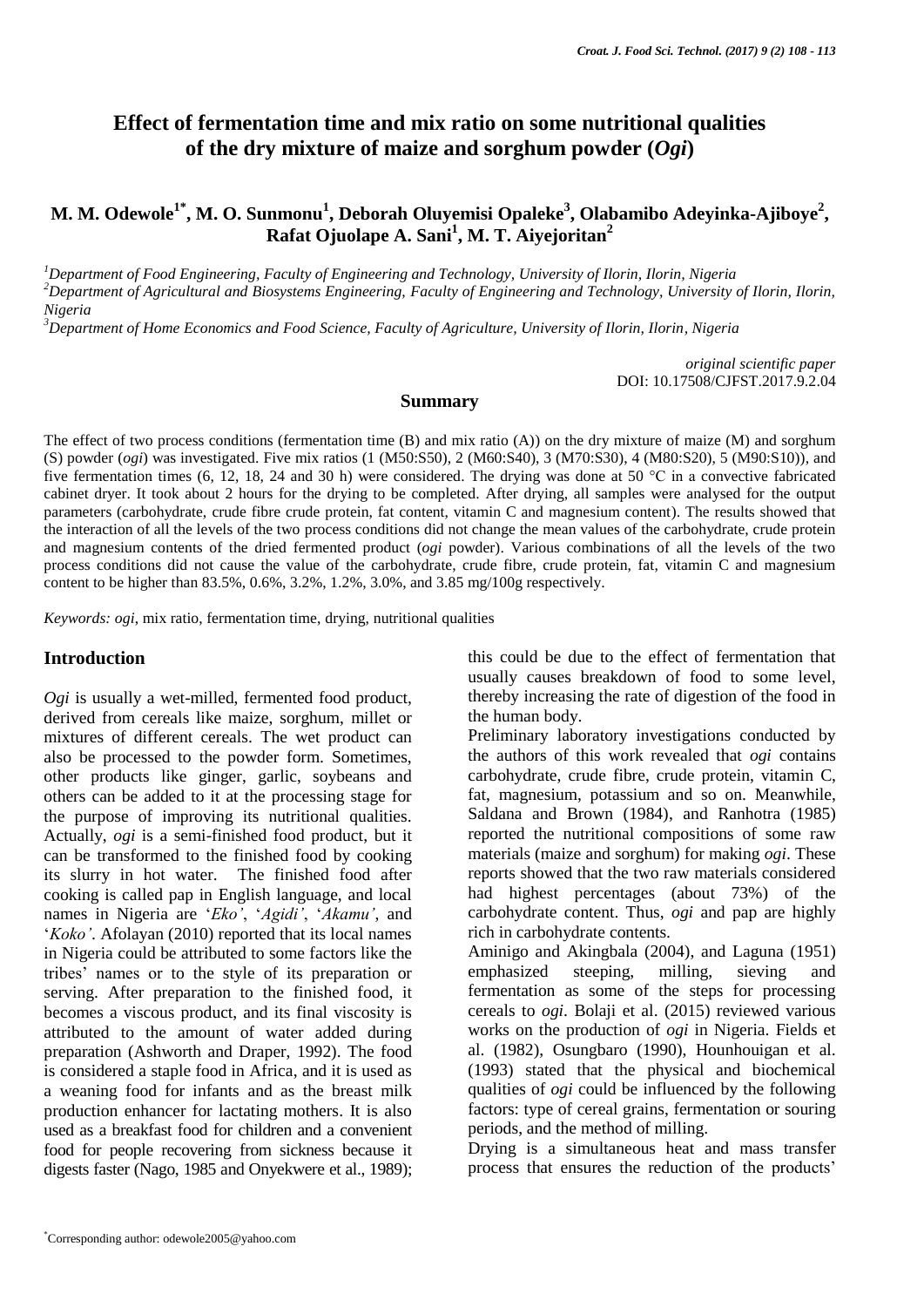# Effect of fermentation time and mix ratio on some nutritional qualities of the dry mixture of maize and sorghum powder (*Ogi*)

**M. M. Odewole[1*], M. O. Sunmonu[1], Deborah Oluyemisi Opaleke[3], Olabamibo Adeyinka-Ajiboye[2], Rafat Ojuolape A. Sani[1], M. T. Aiyejoritan[2]**

*[1]Department of Food Engineering, Faculty of Engineering and Technology, University of Ilorin, Ilorin, Nigeria*
*[2]Department of Agricultural and Biosystems Engineering, Faculty of Engineering and Technology, University of Ilorin, Ilorin, Nigeria*
*[3]Department of Home Economics and Food Science, Faculty of Agriculture, University of Ilorin, Ilorin, Nigeria*

*original scientific paper*
DOI: 10.17508/CJFST.2017.9.2.04

## Summary

The effect of two process conditions (fermentation time (B) and mix ratio (A)) on the dry mixture of maize (M) and sorghum (S) powder (*ogi*) was investigated. Five mix ratios (1 (M50:S50), 2 (M60:S40), 3 (M70:S30), 4 (M80:S20), 5 (M90:S10)), and five fermentation times (6, 12, 18, 24 and 30 h) were considered. The drying was done at 50 °C in a convective fabricated cabinet dryer. It took about 2 hours for the drying to be completed. After drying, all samples were analysed for the output parameters (carbohydrate, crude fibre crude protein, fat content, vitamin C and magnesium content). The results showed that the interaction of all the levels of the two process conditions did not change the mean values of the carbohydrate, crude protein and magnesium contents of the dried fermented product (*ogi* powder). Various combinations of all the levels of the two process conditions did not cause the value of the carbohydrate, crude fibre, crude protein, fat, vitamin C and magnesium content to be higher than 83.5%, 0.6%, 3.2%, 1.2%, 3.0%, and 3.85 mg/100g respectively.

*Keywords: ogi*, mix ratio, fermentation time, drying, nutritional qualities

## Introduction

*Ogi* is usually a wet-milled, fermented food product, derived from cereals like maize, sorghum, millet or mixtures of different cereals. The wet product can also be processed to the powder form. Sometimes, other products like ginger, garlic, soybeans and others can be added to it at the processing stage for the purpose of improving its nutritional qualities. Actually, *ogi* is a semi-finished food product, but it can be transformed to the finished food by cooking its slurry in hot water. The finished food after cooking is called pap in English language, and local names in Nigeria are '*Eko'*, '*Agidi'*, '*Akamu'*, and '*Koko'*. Afolayan (2010) reported that its local names in Nigeria could be attributed to some factors like the tribes' names or to the style of its preparation or serving. After preparation to the finished food, it becomes a viscous product, and its final viscosity is attributed to the amount of water added during preparation (Ashworth and Draper, 1992). The food is considered a staple food in Africa, and it is used as a weaning food for infants and as the breast milk production enhancer for lactating mothers. It is also used as a breakfast food for children and a convenient food for people recovering from sickness because it digests faster (Nago, 1985 and Onyekwere et al., 1989); this could be due to the effect of fermentation that usually causes breakdown of food to some level, thereby increasing the rate of digestion of the food in the human body.

Preliminary laboratory investigations conducted by the authors of this work revealed that *ogi* contains carbohydrate, crude fibre, crude protein, vitamin C, fat, magnesium, potassium and so on. Meanwhile, Saldana and Brown (1984), and Ranhotra (1985) reported the nutritional compositions of some raw materials (maize and sorghum) for making *ogi*. These reports showed that the two raw materials considered had highest percentages (about 73%) of the carbohydrate content. Thus, *ogi* and pap are highly rich in carbohydrate contents.

Aminigo and Akingbala (2004), and Laguna (1951) emphasized steeping, milling, sieving and fermentation as some of the steps for processing cereals to *ogi*. Bolaji et al. (2015) reviewed various works on the production of *ogi* in Nigeria. Fields et al. (1982), Osungbaro (1990), Hounhouigan et al. (1993) stated that the physical and biochemical qualities of *ogi* could be influenced by the following factors: type of cereal grains, fermentation or souring periods, and the method of milling.

Drying is a simultaneous heat and mass transfer process that ensures the reduction of the products'

[*]Corresponding author: odewole2005@yahoo.com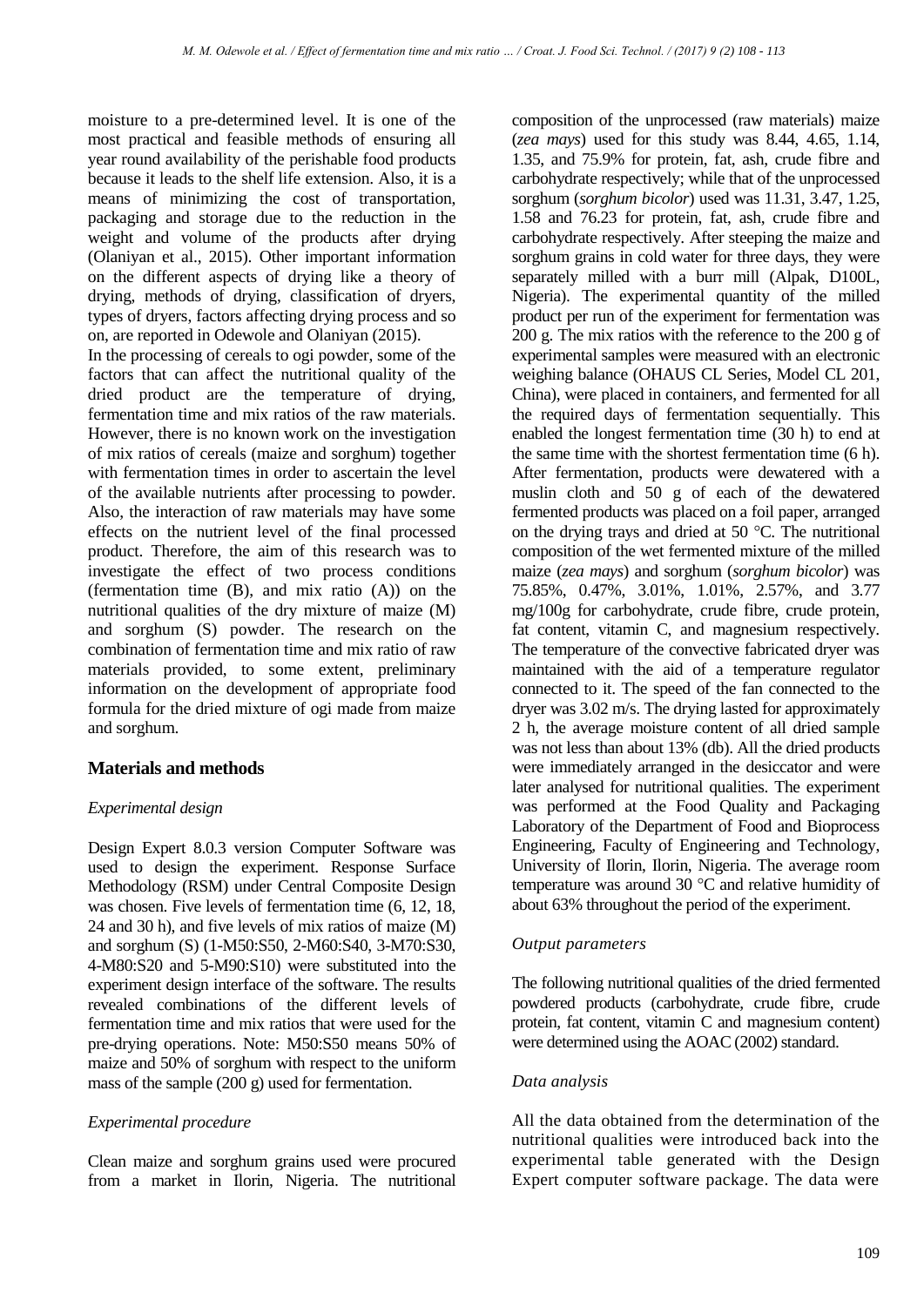moisture to a pre-determined level. It is one of the most practical and feasible methods of ensuring all year round availability of the perishable food products because it leads to the shelf life extension. Also, it is a means of minimizing the cost of transportation, packaging and storage due to the reduction in the weight and volume of the products after drying (Olaniyan et al., 2015). Other important information on the different aspects of drying like a theory of drying, methods of drying, classification of dryers, types of dryers, factors affecting drying process and so on, are reported in Odewole and Olaniyan (2015).

In the processing of cereals to ogi powder, some of the factors that can affect the nutritional quality of the dried product are the temperature of drying, fermentation time and mix ratios of the raw materials. However, there is no known work on the investigation of mix ratios of cereals (maize and sorghum) together with fermentation times in order to ascertain the level of the available nutrients after processing to powder. Also, the interaction of raw materials may have some effects on the nutrient level of the final processed product. Therefore, the aim of this research was to investigate the effect of two process conditions (fermentation time (B), and mix ratio (A)) on the nutritional qualities of the dry mixture of maize (M) and sorghum (S) powder. The research on the combination of fermentation time and mix ratio of raw materials provided, to some extent, preliminary information on the development of appropriate food formula for the dried mixture of ogi made from maize and sorghum.

## Materials and methods

### *Experimental design*

Design Expert 8.0.3 version Computer Software was used to design the experiment. Response Surface Methodology (RSM) under Central Composite Design was chosen. Five levels of fermentation time (6, 12, 18, 24 and 30 h), and five levels of mix ratios of maize (M) and sorghum (S) (1-M50:S50, 2-M60:S40, 3-M70:S30, 4-M80:S20 and 5-M90:S10) were substituted into the experiment design interface of the software. The results revealed combinations of the different levels of fermentation time and mix ratios that were used for the pre-drying operations. Note: M50:S50 means 50% of maize and 50% of sorghum with respect to the uniform mass of the sample (200 g) used for fermentation.

### *Experimental procedure*

Clean maize and sorghum grains used were procured from a market in Ilorin, Nigeria. The nutritional composition of the unprocessed (raw materials) maize (*zea mays*) used for this study was 8.44, 4.65, 1.14, 1.35, and 75.9% for protein, fat, ash, crude fibre and carbohydrate respectively; while that of the unprocessed sorghum (*sorghum bicolor*) used was 11.31, 3.47, 1.25, 1.58 and 76.23 for protein, fat, ash, crude fibre and carbohydrate respectively. After steeping the maize and sorghum grains in cold water for three days, they were separately milled with a burr mill (Alpak, D100L, Nigeria). The experimental quantity of the milled product per run of the experiment for fermentation was 200 g. The mix ratios with the reference to the 200 g of experimental samples were measured with an electronic weighing balance (OHAUS CL Series, Model CL 201, China), were placed in containers, and fermented for all the required days of fermentation sequentially. This enabled the longest fermentation time (30 h) to end at the same time with the shortest fermentation time (6 h). After fermentation, products were dewatered with a muslin cloth and 50 g of each of the dewatered fermented products was placed on a foil paper, arranged on the drying trays and dried at 50 °C. The nutritional composition of the wet fermented mixture of the milled maize (*zea mays*) and sorghum (*sorghum bicolor*) was 75.85%, 0.47%, 3.01%, 1.01%, 2.57%, and 3.77 mg/100g for carbohydrate, crude fibre, crude protein, fat content, vitamin C, and magnesium respectively. The temperature of the convective fabricated dryer was maintained with the aid of a temperature regulator connected to it. The speed of the fan connected to the dryer was 3.02 m/s. The drying lasted for approximately 2 h, the average moisture content of all dried sample was not less than about 13% (db). All the dried products were immediately arranged in the desiccator and were later analysed for nutritional qualities. The experiment was performed at the Food Quality and Packaging Laboratory of the Department of Food and Bioprocess Engineering, Faculty of Engineering and Technology, University of Ilorin, Ilorin, Nigeria. The average room temperature was around 30 °C and relative humidity of about 63% throughout the period of the experiment.

### *Output parameters*

The following nutritional qualities of the dried fermented powdered products (carbohydrate, crude fibre, crude protein, fat content, vitamin C and magnesium content) were determined using the AOAC (2002) standard.

### *Data analysis*

All the data obtained from the determination of the nutritional qualities were introduced back into the experimental table generated with the Design Expert computer software package. The data were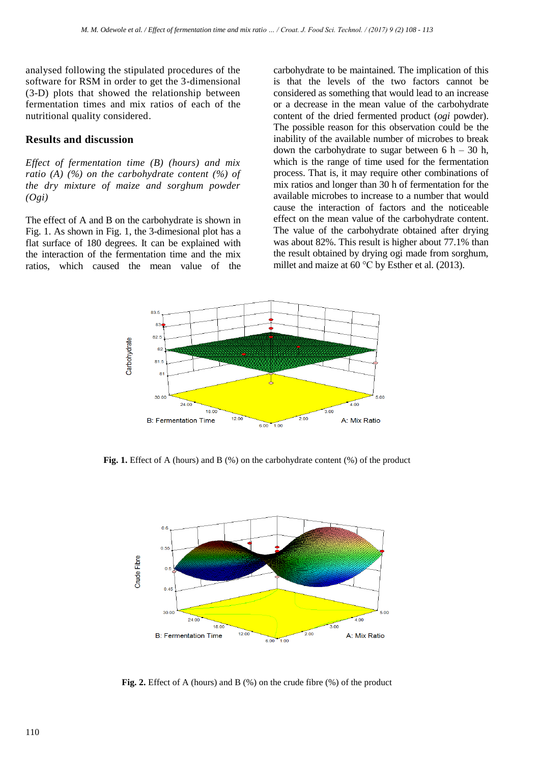analysed following the stipulated procedures of the software for RSM in order to get the 3-dimensional (3-D) plots that showed the relationship between fermentation times and mix ratios of each of the nutritional quality considered.

## Results and discussion

*Effect of fermentation time (B) (hours) and mix ratio (A) (%) on the carbohydrate content (%) of the dry mixture of maize and sorghum powder (Ogi)*

The effect of A and B on the carbohydrate is shown in Fig. 1. As shown in Fig. 1, the 3-dimesional plot has a flat surface of 180 degrees. It can be explained with the interaction of the fermentation time and the mix ratios, which caused the mean value of the carbohydrate to be maintained. The implication of this is that the levels of the two factors cannot be considered as something that would lead to an increase or a decrease in the mean value of the carbohydrate content of the dried fermented product (*ogi* powder). The possible reason for this observation could be the inability of the available number of microbes to break down the carbohydrate to sugar between 6 h – 30 h, which is the range of time used for the fermentation process. That is, it may require other combinations of mix ratios and longer than 30 h of fermentation for the available microbes to increase to a number that would cause the interaction of factors and the noticeable effect on the mean value of the carbohydrate content. The value of the carbohydrate obtained after drying was about 82%. This result is higher about 77.1% than the result obtained by drying ogi made from sorghum, millet and maize at 60 °C by Esther et al. (2013).

**Fig. 1.** Effect of A (hours) and B (%) on the carbohydrate content (%) of the product

**Fig. 2.** Effect of A (hours) and B (%) on the crude fibre (%) of the product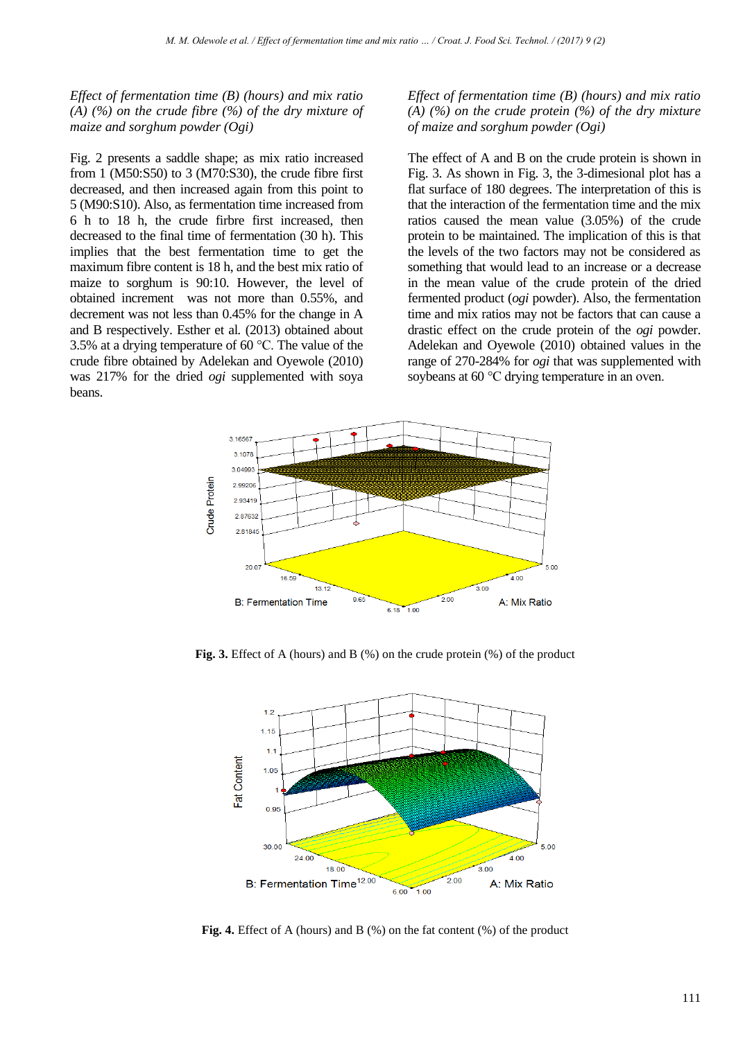*Effect of fermentation time (B) (hours) and mix ratio (A) (%) on the crude fibre (%) of the dry mixture of maize and sorghum powder (Ogi)*

Fig. 2 presents a saddle shape; as mix ratio increased from 1 (M50:S50) to 3 (M70:S30), the crude fibre first decreased, and then increased again from this point to 5 (M90:S10). Also, as fermentation time increased from 6 h to 18 h, the crude firbre first increased, then decreased to the final time of fermentation (30 h). This implies that the best fermentation time to get the maximum fibre content is 18 h, and the best mix ratio of maize to sorghum is 90:10. However, the level of obtained increment was not more than 0.55%, and decrement was not less than 0.45% for the change in A and B respectively. Esther et al. (2013) obtained about 3.5% at a drying temperature of 60 °C. The value of the crude fibre obtained by Adelekan and Oyewole (2010) was 217% for the dried *ogi* supplemented with soya beans.

*Effect of fermentation time (B) (hours) and mix ratio (A) (%) on the crude protein (%) of the dry mixture of maize and sorghum powder (Ogi)*

The effect of A and B on the crude protein is shown in Fig. 3. As shown in Fig. 3, the 3-dimesional plot has a flat surface of 180 degrees. The interpretation of this is that the interaction of the fermentation time and the mix ratios caused the mean value (3.05%) of the crude protein to be maintained. The implication of this is that the levels of the two factors may not be considered as something that would lead to an increase or a decrease in the mean value of the crude protein of the dried fermented product (*ogi* powder). Also, the fermentation time and mix ratios may not be factors that can cause a drastic effect on the crude protein of the *ogi* powder. Adelekan and Oyewole (2010) obtained values in the range of 270-284% for *ogi* that was supplemented with soybeans at 60 °C drying temperature in an oven.

**Fig. 3.** Effect of A (hours) and B (%) on the crude protein (%) of the product

**Fig. 4.** Effect of A (hours) and B (%) on the fat content (%) of the product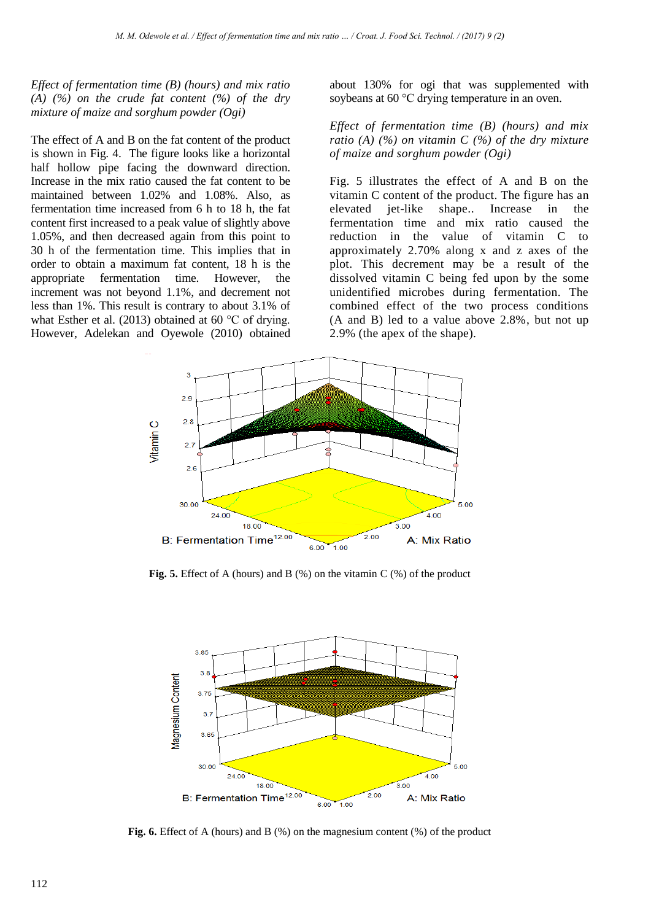*Effect of fermentation time (B) (hours) and mix ratio (A) (%) on the crude fat content (%) of the dry mixture of maize and sorghum powder (Ogi)*

The effect of A and B on the fat content of the product is shown in Fig. 4. The figure looks like a horizontal half hollow pipe facing the downward direction. Increase in the mix ratio caused the fat content to be maintained between 1.02% and 1.08%. Also, as fermentation time increased from 6 h to 18 h, the fat content first increased to a peak value of slightly above 1.05%, and then decreased again from this point to 30 h of the fermentation time. This implies that in order to obtain a maximum fat content, 18 h is the appropriate fermentation time. However, the increment was not beyond 1.1%, and decrement not less than 1%. This result is contrary to about 3.1% of what Esther et al. (2013) obtained at 60 °C of drying. However, Adelekan and Oyewole (2010) obtained about 130% for ogi that was supplemented with soybeans at 60 °C drying temperature in an oven.

*Effect of fermentation time (B) (hours) and mix ratio (A) (%) on vitamin C (%) of the dry mixture of maize and sorghum powder (Ogi)*

Fig. 5 illustrates the effect of A and B on the vitamin C content of the product. The figure has an elevated jet-like shape.. Increase in the fermentation time and mix ratio caused the reduction in the value of vitamin C to approximately 2.70% along x and z axes of the plot. This decrement may be a result of the dissolved vitamin C being fed upon by the some unidentified microbes during fermentation. The combined effect of the two process conditions (A and B) led to a value above 2.8%, but not up 2.9% (the apex of the shape).

**Fig. 5.** Effect of A (hours) and B (%) on the vitamin C (%) of the product

**Fig. 6.** Effect of A (hours) and B (%) on the magnesium content (%) of the product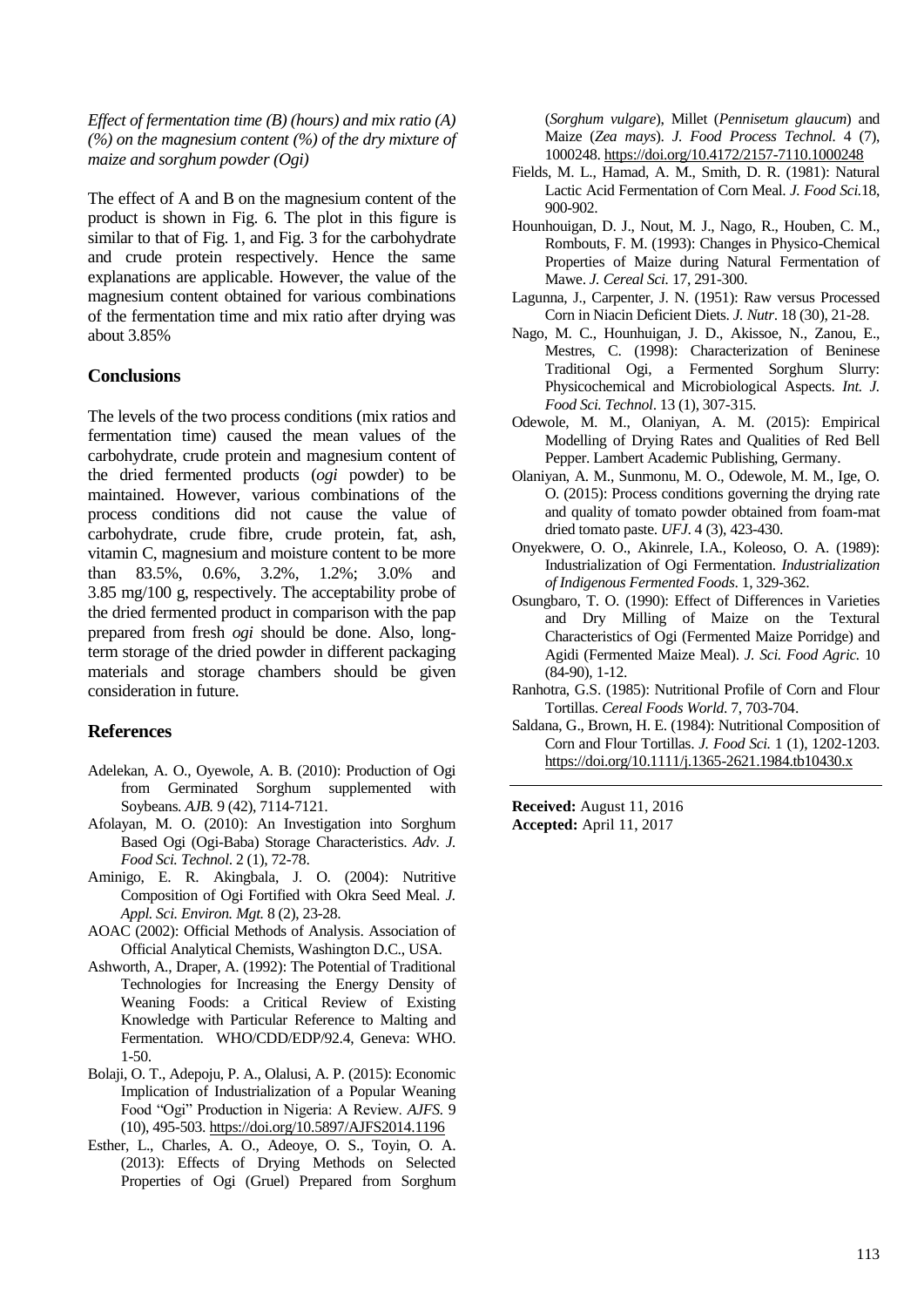*Effect of fermentation time (B) (hours) and mix ratio (A) (%) on the magnesium content (%) of the dry mixture of maize and sorghum powder (Ogi)*

The effect of A and B on the magnesium content of the product is shown in Fig. 6. The plot in this figure is similar to that of Fig. 1, and Fig. 3 for the carbohydrate and crude protein respectively. Hence the same explanations are applicable. However, the value of the magnesium content obtained for various combinations of the fermentation time and mix ratio after drying was about 3.85%

## Conclusions

The levels of the two process conditions (mix ratios and fermentation time) caused the mean values of the carbohydrate, crude protein and magnesium content of the dried fermented products (*ogi* powder) to be maintained. However, various combinations of the process conditions did not cause the value of carbohydrate, crude fibre, crude protein, fat, ash, vitamin C, magnesium and moisture content to be more than 83.5%, 0.6%, 3.2%, 1.2%; 3.0% and 3.85 mg/100 g, respectively. The acceptability probe of the dried fermented product in comparison with the pap prepared from fresh *ogi* should be done. Also, long-term storage of the dried powder in different packaging materials and storage chambers should be given consideration in future.

## References

Adelekan, A. O., Oyewole, A. B. (2010): Production of Ogi from Germinated Sorghum supplemented with Soybeans. *AJB.* 9 (42), 7114-7121.

Afolayan, M. O. (2010): An Investigation into Sorghum Based Ogi (Ogi-Baba) Storage Characteristics. *Adv. J. Food Sci. Technol.* 2 (1), 72-78.

Aminigo, E. R. Akingbala, J. O. (2004): Nutritive Composition of Ogi Fortified with Okra Seed Meal. *J. Appl. Sci. Environ. Mgt.* 8 (2), 23-28.

AOAC (2002): Official Methods of Analysis. Association of Official Analytical Chemists, Washington D.C., USA.

Ashworth, A., Draper, A. (1992): The Potential of Traditional Technologies for Increasing the Energy Density of Weaning Foods: a Critical Review of Existing Knowledge with Particular Reference to Malting and Fermentation. WHO/CDD/EDP/92.4, Geneva: WHO. 1-50.

Bolaji, O. T., Adepoju, P. A., Olalusi, A. P. (2015): Economic Implication of Industrialization of a Popular Weaning Food "Ogi" Production in Nigeria: A Review. *AJFS.* 9 (10), 495-503. https://doi.org/10.5897/AJFS2014.1196

Esther, L., Charles, A. O., Adeoye, O. S., Toyin, O. A. (2013): Effects of Drying Methods on Selected Properties of Ogi (Gruel) Prepared from Sorghum (*Sorghum vulgare*), Millet (*Pennisetum glaucum*) and Maize (*Zea mays*). *J. Food Process Technol.* 4 (7), 1000248. https://doi.org/10.4172/2157-7110.1000248

Fields, M. L., Hamad, A. M., Smith, D. R. (1981): Natural Lactic Acid Fermentation of Corn Meal. *J. Food Sci.*18, 900-902.

Hounhouigan, D. J., Nout, M. J., Nago, R., Houben, C. M., Rombouts, F. M. (1993): Changes in Physico-Chemical Properties of Maize during Natural Fermentation of Mawe. *J. Cereal Sci.* 17, 291-300.

Lagunna, J., Carpenter, J. N. (1951): Raw versus Processed Corn in Niacin Deficient Diets. *J. Nutr*. 18 (30), 21-28.

Nago, M. C., Hounhuigan, J. D., Akissoe, N., Zanou, E., Mestres, C. (1998): Characterization of Beninese Traditional Ogi, a Fermented Sorghum Slurry: Physicochemical and Microbiological Aspects. *Int. J. Food Sci. Technol*. 13 (1), 307-315.

Odewole, M. M., Olaniyan, A. M. (2015): Empirical Modelling of Drying Rates and Qualities of Red Bell Pepper. Lambert Academic Publishing, Germany.

Olaniyan, A. M., Sunmonu, M. O., Odewole, M. M., Ige, O. O. (2015): Process conditions governing the drying rate and quality of tomato powder obtained from foam-mat dried tomato paste. *UFJ*. 4 (3), 423-430.

Onyekwere, O. O., Akinrele, I.A., Koleoso, O. A. (1989): Industrialization of Ogi Fermentation. *Industrialization of Indigenous Fermented Foods*. 1, 329-362.

Osungbaro, T. O. (1990): Effect of Differences in Varieties and Dry Milling of Maize on the Textural Characteristics of Ogi (Fermented Maize Porridge) and Agidi (Fermented Maize Meal). *J. Sci. Food Agric.* 10 (84-90), 1-12.

Ranhotra, G.S. (1985): Nutritional Profile of Corn and Flour Tortillas. *Cereal Foods World.* 7, 703-704.

Saldana, G., Brown, H. E. (1984): Nutritional Composition of Corn and Flour Tortillas. *J. Food Sci.* 1 (1), 1202-1203. https://doi.org/10.1111/j.1365-2621.1984.tb10430.x

**Received:** August 11, 2016
**Accepted:** April 11, 2017